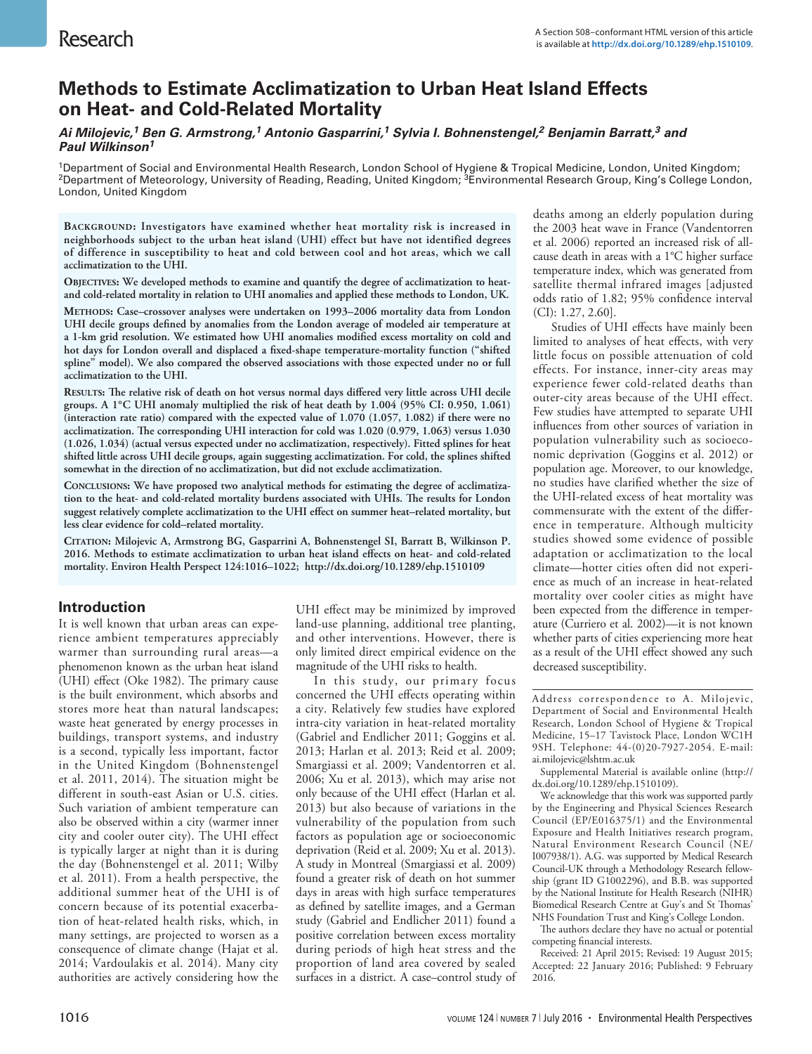# Methods to Estimate Acclimatization to Urban Heat Island Effects on Heat- and Cold-Related Mortality

***Ai Milojevic,[1] Ben G. Armstrong,[1] Antonio Gasparrini,[1] Sylvia I. Bohnenstengel,[2] Benjamin Barratt,[3] and Paul Wilkinson[1]***

[1]Department of Social and Environmental Health Research, London School of Hygiene & Tropical Medicine, London, United Kingdom; [2]Department of Meteorology, University of Reading, Reading, United Kingdom; [3]Environmental Research Group, King's College London, London, United Kingdom

**Background: Investigators have examined whether heat mortality risk is increased in neighborhoods subject to the urban heat island (UHI) effect but have not identified degrees of difference in susceptibility to heat and cold between cool and hot areas, which we call acclimatization to the UHI.**

**Objectives: We developed methods to examine and quantify the degree of acclimatization to heat- and cold-related mortality in relation to UHI anomalies and applied these methods to London, UK.**

**Methods: Case–crossover analyses were undertaken on 1993–2006 mortality data from London UHI decile groups defined by anomalies from the London average of modeled air temperature at a 1-km grid resolution. We estimated how UHI anomalies modified excess mortality on cold and hot days for London overall and displaced a fixed-shape temperature-mortality function ("shifted spline" model). We also compared the observed associations with those expected under no or full acclimatization to the UHI.**

**Results: The relative risk of death on hot versus normal days differed very little across UHI decile groups. A 1°C UHI anomaly multiplied the risk of heat death by 1.004 (95% CI: 0.950, 1.061) (interaction rate ratio) compared with the expected value of 1.070 (1.057, 1.082) if there were no acclimatization. The corresponding UHI interaction for cold was 1.020 (0.979, 1.063) versus 1.030 (1.026, 1.034) (actual versus expected under no acclimatization, respectively). Fitted splines for heat shifted little across UHI decile groups, again suggesting acclimatization. For cold, the splines shifted somewhat in the direction of no acclimatization, but did not exclude acclimatization.**

**Conclusions: We have proposed two analytical methods for estimating the degree of acclimatization to the heat- and cold-related mortality burdens associated with UHIs. The results for London suggest relatively complete acclimatization to the UHI effect on summer heat–related mortality, but less clear evidence for cold–related mortality.**

**Citation: Milojevic A, Armstrong BG, Gasparrini A, Bohnenstengel SI, Barratt B, Wilkinson P. 2016. Methods to estimate acclimatization to urban heat island effects on heat- and cold-related mortality. Environ Health Perspect 124:1016–1022; http://dx.doi.org/10.1289/ehp.1510109**

## Introduction

It is well known that urban areas can experience ambient temperatures appreciably warmer than surrounding rural areas—a phenomenon known as the urban heat island (UHI) effect (Oke 1982). The primary cause is the built environment, which absorbs and stores more heat than natural landscapes; waste heat generated by energy processes in buildings, transport systems, and industry is a second, typically less important, factor in the United Kingdom (Bohnenstengel et al. 2011, 2014). The situation might be different in south-east Asian or U.S. cities. Such variation of ambient temperature can also be observed within a city (warmer inner city and cooler outer city). The UHI effect is typically larger at night than it is during the day (Bohnenstengel et al. 2011; Wilby et al. 2011). From a health perspective, the additional summer heat of the UHI is of concern because of its potential exacerbation of heat-related health risks, which, in many settings, are projected to worsen as a consequence of climate change (Hajat et al. 2014; Vardoulakis et al. 2014). Many city authorities are actively considering how the UHI effect may be minimized by improved land-use planning, additional tree planting, and other interventions. However, there is only limited direct empirical evidence on the magnitude of the UHI risks to health.

In this study, our primary focus concerned the UHI effects operating within a city. Relatively few studies have explored intra-city variation in heat-related mortality (Gabriel and Endlicher 2011; Goggins et al. 2013; Harlan et al. 2013; Reid et al. 2009; Smargiassi et al. 2009; Vandentorren et al. 2006; Xu et al. 2013), which may arise not only because of the UHI effect (Harlan et al. 2013) but also because of variations in the vulnerability of the population from such factors as population age or socioeconomic deprivation (Reid et al. 2009; Xu et al. 2013). A study in Montreal (Smargiassi et al. 2009) found a greater risk of death on hot summer days in areas with high surface temperatures as defined by satellite images, and a German study (Gabriel and Endlicher 2011) found a positive correlation between excess mortality during periods of high heat stress and the proportion of land area covered by sealed surfaces in a district. A case–control study of deaths among an elderly population during the 2003 heat wave in France (Vandentorren et al. 2006) reported an increased risk of all-cause death in areas with a 1°C higher surface temperature index, which was generated from satellite thermal infrared images [adjusted odds ratio of 1.82; 95% confidence interval (CI): 1.27, 2.60].

Studies of UHI effects have mainly been limited to analyses of heat effects, with very little focus on possible attenuation of cold effects. For instance, inner-city areas may experience fewer cold-related deaths than outer-city areas because of the UHI effect. Few studies have attempted to separate UHI influences from other sources of variation in population vulnerability such as socioeconomic deprivation (Goggins et al. 2012) or population age. Moreover, to our knowledge, no studies have clarified whether the size of the UHI-related excess of heat mortality was commensurate with the extent of the difference in temperature. Although multicity studies showed some evidence of possible adaptation or acclimatization to the local climate—hotter cities often did not experience as much of an increase in heat-related mortality over cooler cities as might have been expected from the difference in temperature (Curriero et al. 2002)—it is not known whether parts of cities experiencing more heat as a result of the UHI effect showed any such decreased susceptibility.

---

Address correspondence to A. Milojevic, Department of Social and Environmental Health Research, London School of Hygiene & Tropical Medicine, 15–17 Tavistock Place, London WC1H 9SH. Telephone: 44-(0)20-7927-2054. E-mail: ai.milojevic@lshtm.ac.uk

Supplemental Material is available online (http://dx.doi.org/10.1289/ehp.1510109).

We acknowledge that this work was supported partly by the Engineering and Physical Sciences Research Council (EP/E016375/1) and the Environmental Exposure and Health Initiatives research program, Natural Environment Research Council (NE/I007938/1). A.G. was supported by Medical Research Council-UK through a Methodology Research fellowship (grant ID G1002296), and B.B. was supported by the National Institute for Health Research (NIHR) Biomedical Research Centre at Guy's and St Thomas' NHS Foundation Trust and King's College London.

The authors declare they have no actual or potential competing financial interests.

Received: 21 April 2015; Revised: 19 August 2015; Accepted: 22 January 2016; Published: 9 February 2016.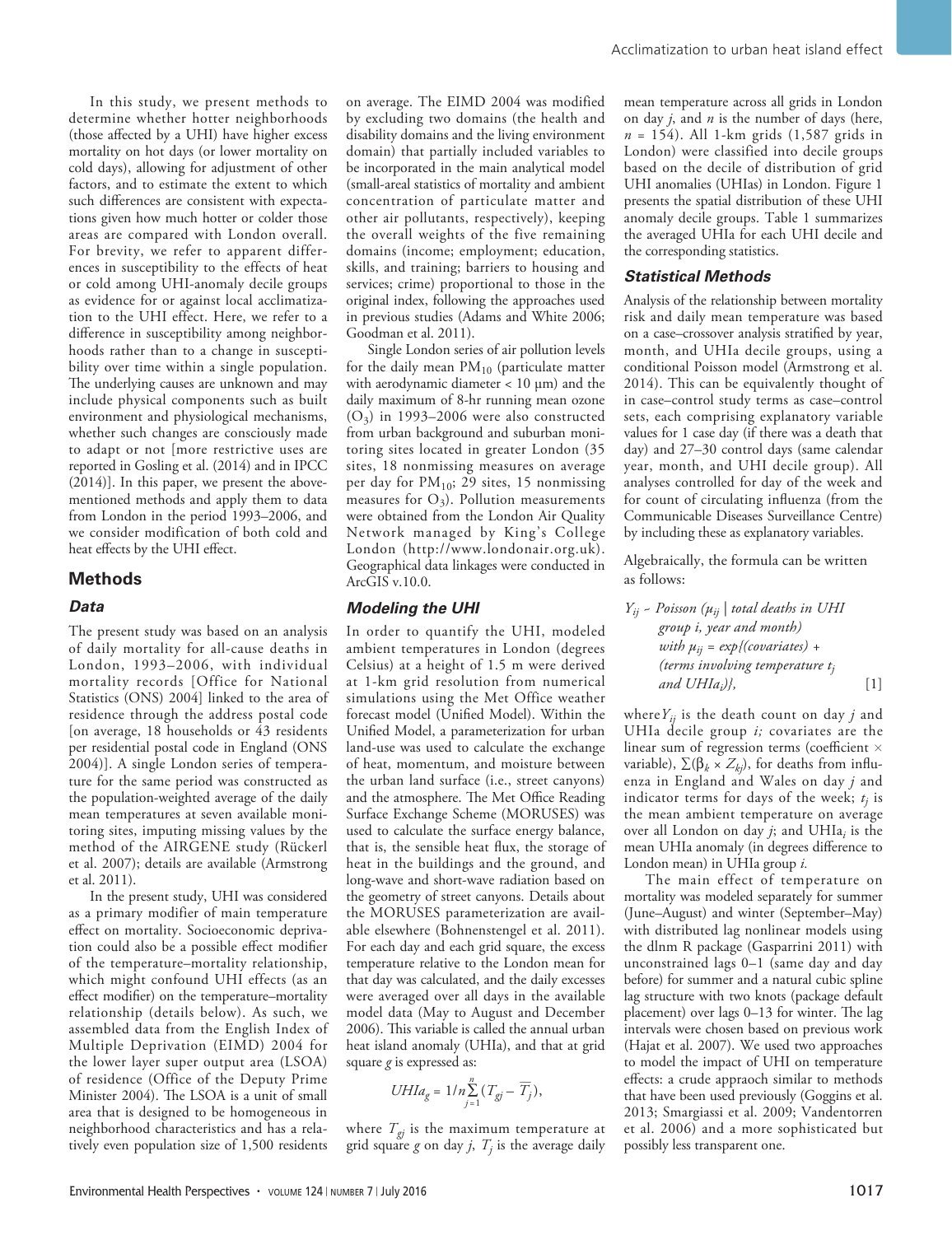In this study, we present methods to determine whether hotter neighborhoods (those affected by a UHI) have higher excess mortality on hot days (or lower mortality on cold days), allowing for adjustment of other factors, and to estimate the extent to which such differences are consistent with expectations given how much hotter or colder those areas are compared with London overall. For brevity, we refer to apparent differences in susceptibility to the effects of heat or cold among UHI-anomaly decile groups as evidence for or against local acclimatization to the UHI effect. Here, we refer to a difference in susceptibility among neighborhoods rather than to a change in susceptibility over time within a single population. The underlying causes are unknown and may include physical components such as built environment and physiological mechanisms, whether such changes are consciously made to adapt or not [more restrictive uses are reported in Gosling et al. (2014) and in IPCC (2014)]. In this paper, we present the above-mentioned methods and apply them to data from London in the period 1993–2006, and we consider modification of both cold and heat effects by the UHI effect.

## Methods

### Data

The present study was based on an analysis of daily mortality for all-cause deaths in London, 1993–2006, with individual mortality records [Office for National Statistics (ONS) 2004] linked to the area of residence through the address postal code [on average, 18 households or 43 residents per residential postal code in England (ONS 2004)]. A single London series of temperature for the same period was constructed as the population-weighted average of the daily mean temperatures at seven available monitoring sites, imputing missing values by the method of the AIRGENE study (Rückerl et al. 2007); details are available (Armstrong et al. 2011).

In the present study, UHI was considered as a primary modifier of main temperature effect on mortality. Socioeconomic deprivation could also be a possible effect modifier of the temperature–mortality relationship, which might confound UHI effects (as an effect modifier) on the temperature–mortality relationship (details below). As such, we assembled data from the English Index of Multiple Deprivation (EIMD) 2004 for the lower layer super output area (LSOA) of residence (Office of the Deputy Prime Minister 2004). The LSOA is a unit of small area that is designed to be homogeneous in neighborhood characteristics and has a relatively even population size of 1,500 residents on average. The EIMD 2004 was modified by excluding two domains (the health and disability domains and the living environment domain) that partially included variables to be incorporated in the main analytical model (small-areal statistics of mortality and ambient concentration of particulate matter and other air pollutants, respectively), keeping the overall weights of the five remaining domains (income; employment; education, skills, and training; barriers to housing and services; crime) proportional to those in the original index, following the approaches used in previous studies (Adams and White 2006; Goodman et al. 2011).

Single London series of air pollution levels for the daily mean $PM_{10}$ (particulate matter with aerodynamic diameter < 10 μm) and the daily maximum of 8-hr running mean ozone ($O_3$) in 1993–2006 were also constructed from urban background and suburban monitoring sites located in greater London (35 sites, 18 nonmissing measures on average per day for $PM_{10}$; 29 sites, 15 nonmissing measures for $O_3$). Pollution measurements were obtained from the London Air Quality Network managed by King's College London (http://www.londonair.org.uk). Geographical data linkages were conducted in ArcGIS v.10.0.

### Modeling the UHI

In order to quantify the UHI, modeled ambient temperatures in London (degrees Celsius) at a height of 1.5 m were derived at 1-km grid resolution from numerical simulations using the Met Office weather forecast model (Unified Model). Within the Unified Model, a parameterization for urban land-use was used to calculate the exchange of heat, momentum, and moisture between the urban land surface (i.e., street canyons) and the atmosphere. The Met Office Reading Surface Exchange Scheme (MORUSES) was used to calculate the surface energy balance, that is, the sensible heat flux, the storage of heat in the buildings and the ground, and long-wave and short-wave radiation based on the geometry of street canyons. Details about the MORUSES parameterization are available elsewhere (Bohnenstengel et al. 2011). For each day and each grid square, the excess temperature relative to the London mean for that day was calculated, and the daily excesses were averaged over all days in the available model data (May to August and December 2006). This variable is called the annual urban heat island anomaly (UHIa), and that at grid square $g$ is expressed as:

$$UHIa_g = 1/n\sum_{j=1}^{n}(T_{gj} - \overline{T_j}),$$

where $T_{gj}$ is the maximum temperature at grid square $g$ on day $j$, $T_j$ is the average daily mean temperature across all grids in London on day $j$, and $n$ is the number of days (here, $n$ = 154). All 1-km grids (1,587 grids in London) were classified into decile groups based on the decile of distribution of grid UHI anomalies (UHIas) in London. Figure 1 presents the spatial distribution of these UHI anomaly decile groups. Table 1 summarizes the averaged UHIa for each UHI decile and the corresponding statistics.

### Statistical Methods

Analysis of the relationship between mortality risk and daily mean temperature was based on a case–crossover analysis stratified by year, month, and UHIa decile groups, using a conditional Poisson model (Armstrong et al. 2014). This can be equivalently thought of in case–control study terms as case–control sets, each comprising explanatory variable values for 1 case day (if there was a death that day) and 27–30 control days (same calendar year, month, and UHI decile group). All analyses controlled for day of the week and for count of circulating influenza (from the Communicable Diseases Surveillance Centre) by including these as explanatory variables.

Algebraically, the formula can be written as follows:

$$Y_{ij} \sim Poisson\ (\mu_{ij} \mid total\ deaths\ in\ UHI\ group\ i,\ year\ and\ month)$$
$$with\ \mu_{ij} = exp\{(covariates) + (terms\ involving\ temperature\ t_j\ and\ UHIa_i)\}, \quad [1]$$

where $Y_{ij}$ is the death count on day $j$ and UHIa decile group $i$; covariates are the linear sum of regression terms (coefficient × variable), $\sum(\beta_k \times Z_{kj})$, for deaths from influenza in England and Wales on day $j$ and indicator terms for days of the week; $t_j$ is the mean ambient temperature on average over all London on day $j$; and $UHIa_i$ is the mean UHIa anomaly (in degrees difference to London mean) in UHIa group $i$.

The main effect of temperature on mortality was modeled separately for summer (June–August) and winter (September–May) with distributed lag nonlinear models using the dlnm R package (Gasparrini 2011) with unconstrained lags 0–1 (same day and day before) for summer and a natural cubic spline lag structure with two knots (package default placement) over lags 0–13 for winter. The lag intervals were chosen based on previous work (Hajat et al. 2007). We used two approaches to model the impact of UHI on temperature effects: a crude appraoch similar to methods that have been used previously (Goggins et al. 2013; Smargiassi et al. 2009; Vandentorren et al. 2006) and a more sophisticated but possibly less transparent one.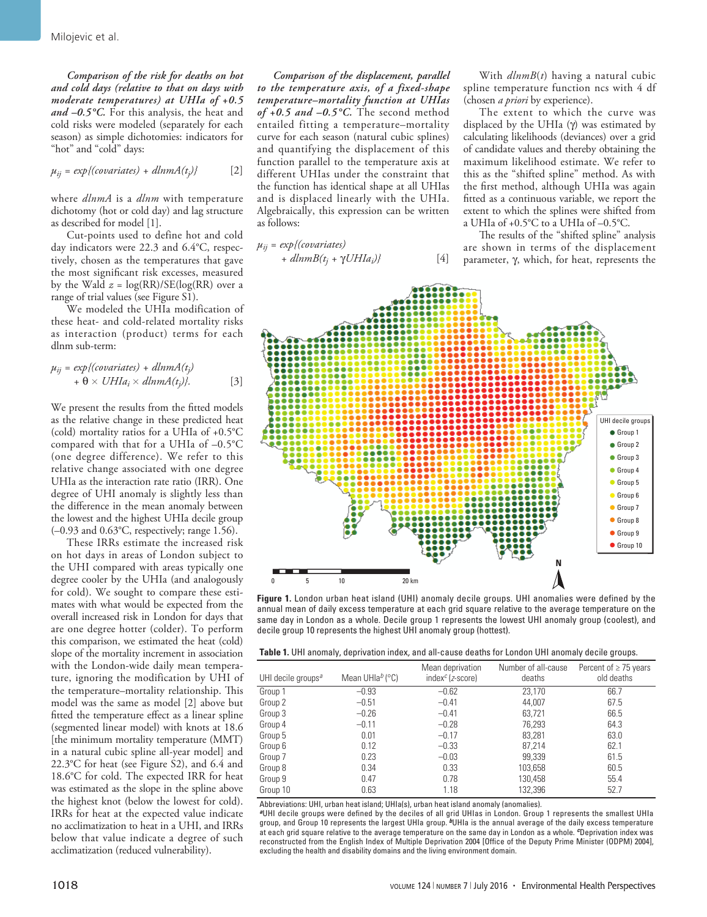***Comparison of the risk for deaths on hot and cold days (relative to that on days with moderate temperatures) at UHIa of +0.5 and –0.5°C.*** For this analysis, the heat and cold risks were modeled (separately for each season) as simple dichotomies: indicators for "hot" and "cold" days:

$$\mu_{ij} = exp\{(covariates) + dlnmA(t_j)\} \quad [2]$$

where *dlnmA* is a *dlnm* with temperature dichotomy (hot or cold day) and lag structure as described for model [1].

Cut-points used to define hot and cold day indicators were 22.3 and 6.4°C, respectively, chosen as the temperatures that gave the most significant risk excesses, measured by the Wald $z = \log(RR)/SE(\log(RR))$ over a range of trial values (see Figure S1).

We modeled the UHIa modification of these heat- and cold-related mortality risks as interaction (product) terms for each dlnm sub-term:

$$\mu_{ij} = exp\{(covariates) + dlnmA(t_j) + \theta \times UHIa_i \times dlnmA(t_j)\}. \quad [3]$$

We present the results from the fitted models as the relative change in these predicted heat (cold) mortality ratios for a UHIa of +0.5°C compared with that for a UHIa of –0.5°C (one degree difference). We refer to this relative change associated with one degree UHIa as the interaction rate ratio (IRR). One degree of UHI anomaly is slightly less than the difference in the mean anomaly between the lowest and the highest UHIa decile group (–0.93 and 0.63°C, respectively; range 1.56).

These IRRs estimate the increased risk on hot days in areas of London subject to the UHI compared with areas typically one degree cooler by the UHIa (and analogously for cold). We sought to compare these estimates with what would be expected from the overall increased risk in London for days that are one degree hotter (colder). To perform this comparison, we estimated the heat (cold) slope of the mortality increment in association with the London-wide daily mean temperature, ignoring the modification by UHI of the temperature–mortality relationship. This model was the same as model [2] above but fitted the temperature effect as a linear spline (segmented linear model) with knots at 18.6 [the minimum mortality temperature (MMT) in a natural cubic spline all-year model] and 22.3°C for heat (see Figure S2), and 6.4 and 18.6°C for cold. The expected IRR for heat was estimated as the slope in the spline above the highest knot (below the lowest for cold). IRRs for heat at the expected value indicate no acclimatization to heat in a UHI, and IRRs below that value indicate a degree of such acclimatization (reduced vulnerability).

***Comparison of the displacement, parallel to the temperature axis, of a fixed-shape temperature–mortality function at UHIas of +0.5 and –0.5°C.*** The second method entailed fitting a temperature–mortality curve for each season (natural cubic splines) and quantifying the displacement of this function parallel to the temperature axis at different UHIas under the constraint that the function has identical shape at all UHIas and is displaced linearly with the UHIa. Algebraically, this expression can be written as follows:

$$\mu_{ij} = exp\{(covariates) + dlnmB(t_j + \gamma UHIa_i)\} \quad [4]$$

With $dlnmB(t)$ having a natural cubic spline temperature function ncs with 4 df (chosen *a priori* by experience).

The extent to which the curve was displaced by the UHIa (γ) was estimated by calculating likelihoods (deviances) over a grid of candidate values and thereby obtaining the maximum likelihood estimate. We refer to this as the "shifted spline" method. As with the first method, although UHIa was again fitted as a continuous variable, we report the extent to which the splines were shifted from a UHIa of +0.5°C to a UHIa of –0.5°C.

The results of the "shifted spline" analysis are shown in terms of the displacement parameter, γ, which, for heat, represents the

**Figure 1.** London urban heat island (UHI) anomaly decile groups. UHI anomalies were defined by the annual mean of daily excess temperature at each grid square relative to the average temperature on the same day in London as a whole. Decile group 1 represents the lowest UHI anomaly group (coolest), and decile group 10 represents the highest UHI anomaly group (hottest).

**Table 1.** UHI anomaly, deprivation index, and all-cause deaths for London UHI anomaly decile groups.

| UHI decile groups[a] | Mean UHIa[b] (°C) | Mean deprivation index[c] (z-score) | Number of all-cause deaths | Percent of ≥ 75 years old deaths |
|---|---|---|---|---|
| Group 1 | –0.93 | –0.62 | 23,170 | 66.7 |
| Group 2 | –0.51 | –0.41 | 44,007 | 67.5 |
| Group 3 | –0.26 | –0.41 | 63,721 | 66.5 |
| Group 4 | –0.11 | –0.28 | 76,293 | 64.3 |
| Group 5 | 0.01 | –0.17 | 83,281 | 63.0 |
| Group 6 | 0.12 | –0.33 | 87,214 | 62.1 |
| Group 7 | 0.23 | –0.03 | 99,339 | 61.5 |
| Group 8 | 0.34 | 0.33 | 103,658 | 60.5 |
| Group 9 | 0.47 | 0.78 | 130,458 | 55.4 |
| Group 10 | 0.63 | 1.18 | 132,396 | 52.7 |

Abbreviations: UHI, urban heat island; UHIa(s), urban heat island anomaly (anomalies).
[a]UHI decile groups were defined by the deciles of all grid UHIas in London. Group 1 represents the smallest UHIa group, and Group 10 represents the largest UHIa group. [b]UHIa is the annual average of the daily excess temperature at each grid square relative to the average temperature on the same day in London as a whole. [c]Deprivation index was reconstructed from the English Index of Multiple Deprivation 2004 [Office of the Deputy Prime Minister (ODPM) 2004], excluding the health and disability domains and the living environment domain.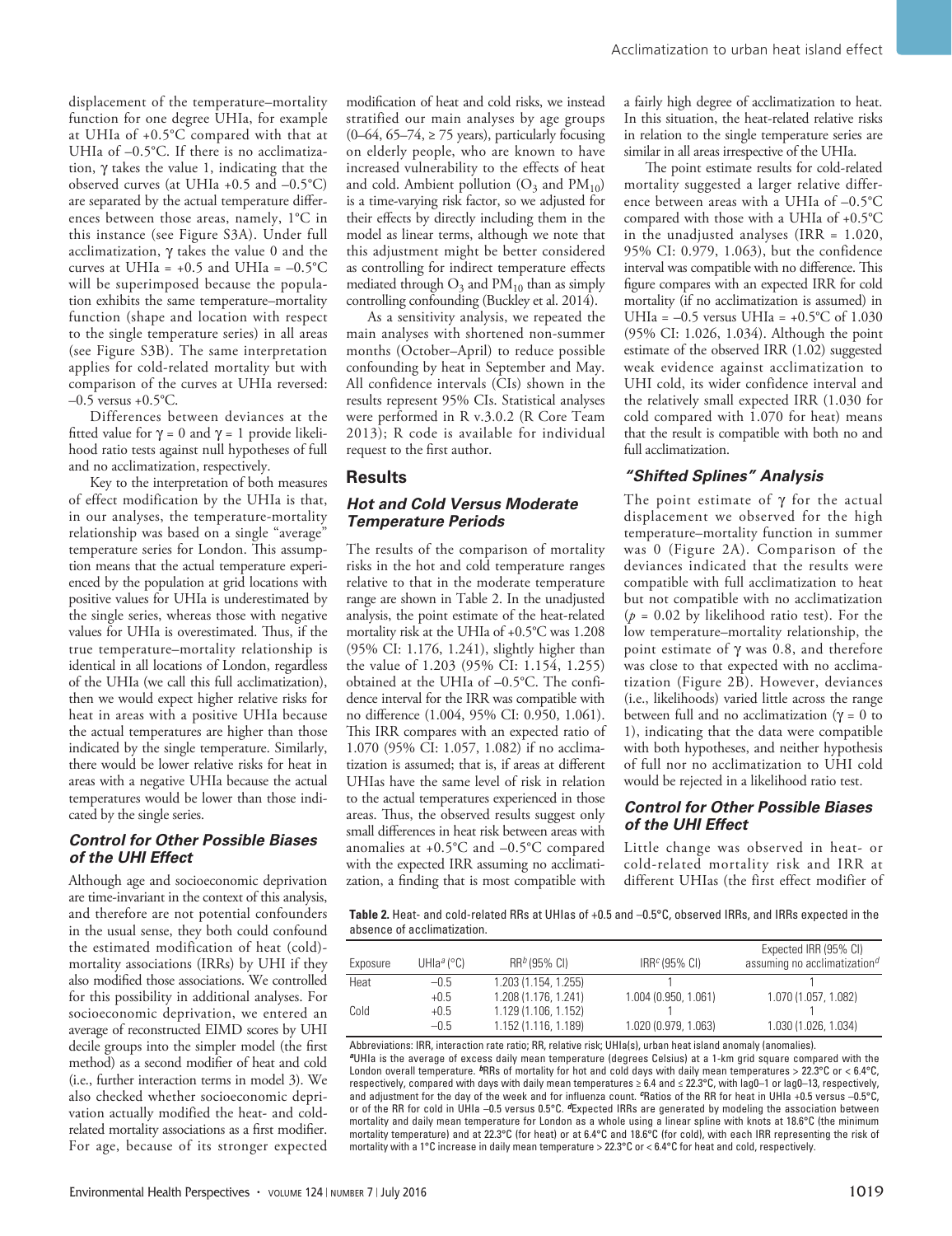displacement of the temperature–mortality function for one degree UHIa, for example at UHIa of +0.5°C compared with that at UHIa of –0.5°C. If there is no acclimatization, γ takes the value 1, indicating that the observed curves (at UHIa +0.5 and –0.5°C) are separated by the actual temperature differences between those areas, namely, 1°C in this instance (see Figure S3A). Under full acclimatization, γ takes the value 0 and the curves at UHIa = +0.5 and UHIa = –0.5°C will be superimposed because the population exhibits the same temperature–mortality function (shape and location with respect to the single temperature series) in all areas (see Figure S3B). The same interpretation applies for cold-related mortality but with comparison of the curves at UHIa reversed: –0.5 versus +0.5°C.

Differences between deviances at the fitted value for γ = 0 and γ = 1 provide likelihood ratio tests against null hypotheses of full and no acclimatization, respectively.

Key to the interpretation of both measures of effect modification by the UHIa is that, in our analyses, the temperature–mortality relationship was based on a single "average" temperature series for London. This assumption means that the actual temperature experienced by the population at grid locations with positive values for UHIa is underestimated by the single series, whereas those with negative values for UHIa is overestimated. Thus, if the true temperature–mortality relationship is identical in all locations of London, regardless of the UHIa (we call this full acclimatization), then we would expect higher relative risks for heat in areas with a positive UHIa because the actual temperatures are higher than those indicated by the single temperature. Similarly, there would be lower relative risks for heat in areas with a negative UHIa because the actual temperatures would be lower than those indicated by the single series.

### *Control for Other Possible Biases of the UHI Effect*

Although age and socioeconomic deprivation are time-invariant in the context of this analysis, and therefore are not potential confounders in the usual sense, they both could confound the estimated modification of heat (cold)-mortality associations (IRRs) by UHI if they also modified those associations. We controlled for this possibility in additional analyses. For socioeconomic deprivation, we entered an average of reconstructed EIMD scores by UHI decile groups into the simpler model (the first method) as a second modifier of heat and cold (i.e., further interaction terms in model 3). We also checked whether socioeconomic deprivation actually modified the heat- and cold-related mortality associations as a first modifier. For age, because of its stronger expected modification of heat and cold risks, we instead stratified our main analyses by age groups (0–64, 65–74, ≥ 75 years), particularly focusing on elderly people, who are known to have increased vulnerability to the effects of heat and cold. Ambient pollution ($O_3$ and $PM_{10}$) is a time-varying risk factor, so we adjusted for their effects by directly including them in the model as linear terms, although we note that this adjustment might be better considered as controlling for indirect temperature effects mediated through $O_3$ and $PM_{10}$ than as simply controlling confounding (Buckley et al. 2014).

As a sensitivity analysis, we repeated the main analyses with shortened non-summer months (October–April) to reduce possible confounding by heat in September and May. All confidence intervals (CIs) shown in the results represent 95% CIs. Statistical analyses were performed in R v.3.0.2 (R Core Team 2013); R code is available for individual request to the first author.

## Results

### *Hot and Cold Versus Moderate Temperature Periods*

The results of the comparison of mortality risks in the hot and cold temperature ranges relative to that in the moderate temperature range are shown in Table 2. In the unadjusted analysis, the point estimate of the heat-related mortality risk at the UHIa of +0.5°C was 1.208 (95% CI: 1.176, 1.241), slightly higher than the value of 1.203 (95% CI: 1.154, 1.255) obtained at the UHIa of –0.5°C. The confidence interval for the IRR was compatible with no difference (1.004, 95% CI: 0.950, 1.061). This IRR compares with an expected ratio of 1.070 (95% CI: 1.057, 1.082) if no acclimatization is assumed; that is, if areas at different UHIas have the same level of risk in relation to the actual temperatures experienced in those areas. Thus, the observed results suggest only small differences in heat risk between areas with anomalies at +0.5°C and –0.5°C compared with the expected IRR assuming no acclimatization, a finding that is most compatible with a fairly high degree of acclimatization to heat. In this situation, the heat-related relative risks in relation to the single temperature series are similar in all areas irrespective of the UHIa.

The point estimate results for cold-related mortality suggested a larger relative difference between areas with a UHIa of –0.5°C compared with those with a UHIa of +0.5°C in the unadjusted analyses (IRR = 1.020, 95% CI: 0.979, 1.063), but the confidence interval was compatible with no difference. This figure compares with an expected IRR for cold mortality (if no acclimatization is assumed) in UHIa = –0.5 versus UHIa = +0.5°C of 1.030 (95% CI: 1.026, 1.034). Although the point estimate of the observed IRR (1.02) suggested weak evidence against acclimatization to UHI cold, its wider confidence interval and the relatively small expected IRR (1.030 for cold compared with 1.070 for heat) means that the result is compatible with both no and full acclimatization.

### *"Shifted Splines" Analysis*

The point estimate of γ for the actual displacement we observed for the high temperature–mortality function in summer was 0 (Figure 2A). Comparison of the deviances indicated that the results were compatible with full acclimatization to heat but not compatible with no acclimatization ($p = 0.02$ by likelihood ratio test). For the low temperature–mortality relationship, the point estimate of γ was 0.8, and therefore was close to that expected with no acclimatization (Figure 2B). However, deviances (i.e., likelihoods) varied little across the range between full and no acclimatization (γ = 0 to 1), indicating that the data were compatible with both hypotheses, and neither hypothesis of full nor no acclimatization to UHI cold would be rejected in a likelihood ratio test.

### *Control for Other Possible Biases of the UHI Effect*

Little change was observed in heat- or cold-related mortality risk and IRR at different UHIas (the first effect modifier of

**Table 2.** Heat- and cold-related RRs at UHIas of +0.5 and –0.5°C, observed IRRs, and IRRs expected in the absence of acclimatization.

| Exposure | UHIa[a] (°C) | RR[b] (95% CI) | IRR[c] (95% CI) | Expected IRR (95% CI) assuming no acclimatization[d] |
|---|---|---|---|---|
| Heat | –0.5 | 1.203 (1.154, 1.255) | 1 | 1 |
| | +0.5 | 1.208 (1.176, 1.241) | 1.004 (0.950, 1.061) | 1.070 (1.057, 1.082) |
| Cold | +0.5 | 1.129 (1.106, 1.152) | 1 | 1 |
| | –0.5 | 1.152 (1.116, 1.189) | 1.020 (0.979, 1.063) | 1.030 (1.026, 1.034) |

Abbreviations: IRR, interaction rate ratio; RR, relative risk; UHIa(s), urban heat island anomaly (anomalies).
[a]UHIa is the average of excess daily mean temperature (degrees Celsius) at a 1-km grid square compared with the London overall temperature. [b]RRs of mortality for hot and cold days with daily mean temperatures > 22.3°C or < 6.4°C, respectively, compared with days with daily mean temperatures ≥ 6.4 and ≤ 22.3°C, with lag0–1 or lag0–13, respectively, and adjustment for the day of the week and for influenza count. [c]Ratios of the RR for heat in UHIa +0.5 versus –0.5°C, or of the RR for cold in UHIa –0.5 versus 0.5°C. [d]Expected IRRs are generated by modeling the association between mortality and daily mean temperature for London as a whole using a linear spline with knots at 18.6°C (the minimum mortality temperature) and at 22.3°C (for heat) or at 6.4°C and 18.6°C (for cold), with each IRR representing the risk of mortality with a 1°C increase in daily mean temperature > 22.3°C or < 6.4°C for heat and cold, respectively.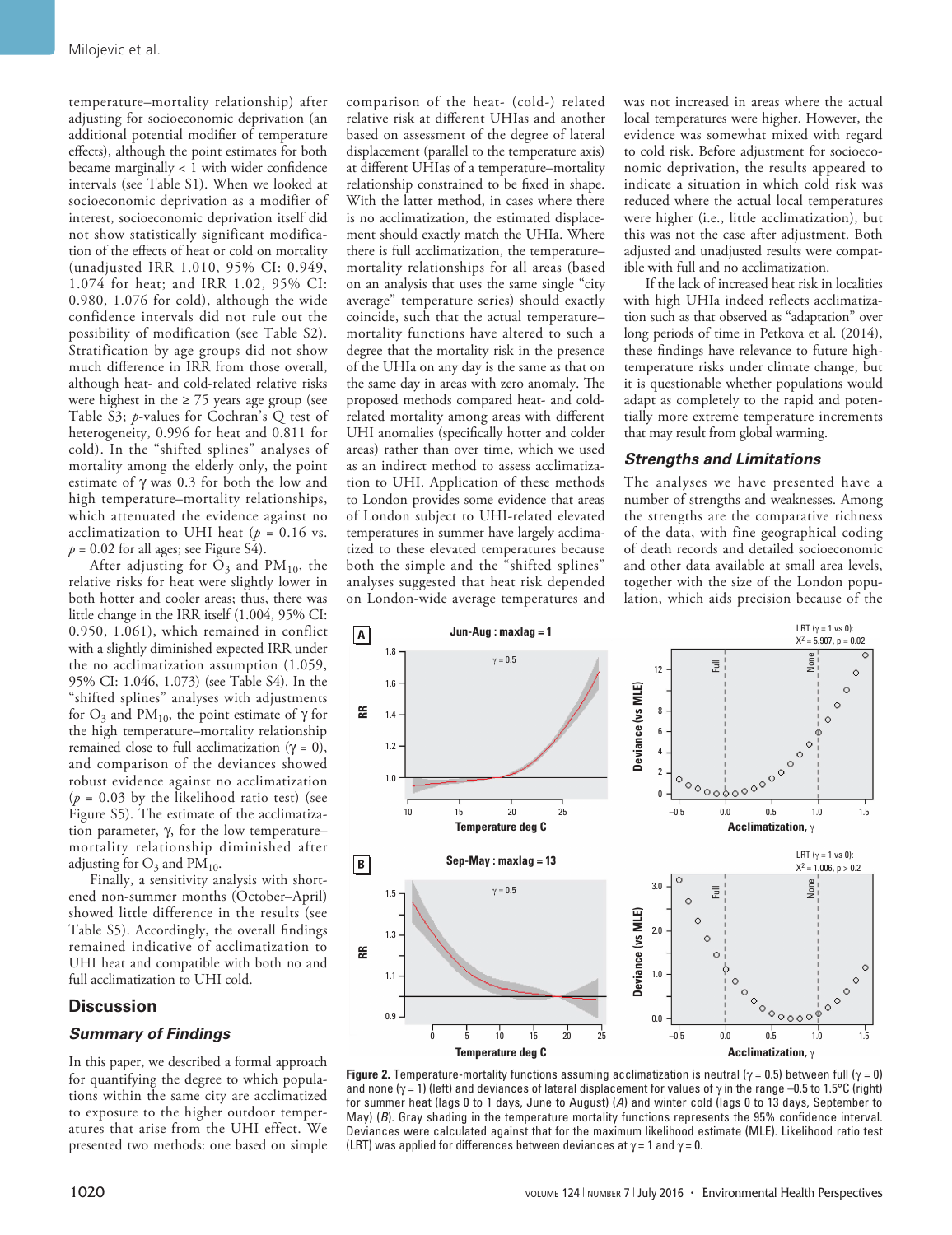temperature–mortality relationship) after adjusting for socioeconomic deprivation (an additional potential modifier of temperature effects), although the point estimates for both became marginally < 1 with wider confidence intervals (see Table S1). When we looked at socioeconomic deprivation as a modifier of interest, socioeconomic deprivation itself did not show statistically significant modification of the effects of heat or cold on mortality (unadjusted IRR 1.010, 95% CI: 0.949, 1.074 for heat; and IRR 1.02, 95% CI: 0.980, 1.076 for cold), although the wide confidence intervals did not rule out the possibility of modification (see Table S2). Stratification by age groups did not show much difference in IRR from those overall, although heat- and cold-related relative risks were highest in the ≥ 75 years age group (see Table S3; *p*-values for Cochran's Q test of heterogeneity, 0.996 for heat and 0.811 for cold). In the "shifted splines" analyses of mortality among the elderly only, the point estimate of $\gamma$ was 0.3 for both the low and high temperature–mortality relationships, which attenuated the evidence against no acclimatization to UHI heat ($p = 0.16$ vs. $p = 0.02$ for all ages; see Figure S4).

After adjusting for $O_3$ and $PM_{10}$, the relative risks for heat were slightly lower in both hotter and cooler areas; thus, there was little change in the IRR itself (1.004, 95% CI: 0.950, 1.061), which remained in conflict with a slightly diminished expected IRR under the no acclimatization assumption (1.059, 95% CI: 1.046, 1.073) (see Table S4). In the "shifted splines" analyses with adjustments for $O_3$ and $PM_{10}$, the point estimate of $\gamma$ for the high temperature–mortality relationship remained close to full acclimatization ($\gamma = 0$), and comparison of the deviances showed robust evidence against no acclimatization ($p = 0.03$ by the likelihood ratio test) (see Figure S5). The estimate of the acclimatization parameter, $\gamma$, for the low temperature–mortality relationship diminished after adjusting for $O_3$ and $PM_{10}$.

Finally, a sensitivity analysis with shortened non-summer months (October–April) showed little difference in the results (see Table S5). Accordingly, the overall findings remained indicative of acclimatization to UHI heat and compatible with both no and full acclimatization to UHI cold.

## Discussion

### *Summary of Findings*

In this paper, we described a formal approach for quantifying the degree to which populations within the same city are acclimatized to exposure to the higher outdoor temperatures that arise from the UHI effect. We presented two methods: one based on simple comparison of the heat- (cold-) related relative risk at different UHIas and another based on assessment of the degree of lateral displacement (parallel to the temperature axis) at different UHIas of a temperature–mortality relationship constrained to be fixed in shape. With the latter method, in cases where there is no acclimatization, the estimated displacement should exactly match the UHIa. Where there is full acclimatization, the temperature–mortality relationships for all areas (based on an analysis that uses the same single "city average" temperature series) should exactly coincide, such that the actual temperature–mortality functions have altered to such a degree that the mortality risk in the presence of the UHIa on any day is the same as that on the same day in areas with zero anomaly. The proposed methods compared heat- and cold-related mortality among areas with different UHI anomalies (specifically hotter and colder areas) rather than over time, which we used as an indirect method to assess acclimatization to UHI. Application of these methods to London provides some evidence that areas of London subject to UHI-related elevated temperatures in summer have largely acclimatized to these elevated temperatures because both the simple and the "shifted splines" analyses suggested that heat risk depended on London-wide average temperatures and was not increased in areas where the actual local temperatures were higher. However, the evidence was somewhat mixed with regard to cold risk. Before adjustment for socioeconomic deprivation, the results appeared to indicate a situation in which cold risk was reduced where the actual local temperatures were higher (i.e., little acclimatization), but this was not the case after adjustment. Both adjusted and unadjusted results were compatible with full and no acclimatization.

If the lack of increased heat risk in localities with high UHIa indeed reflects acclimatization such as that observed as "adaptation" over long periods of time in Petkova et al. (2014), these findings have relevance to future high-temperature risks under climate change, but it is questionable whether populations would adapt as completely to the rapid and potentially more extreme temperature increments that may result from global warming.

### *Strengths and Limitations*

The analyses we have presented have a number of strengths and weaknesses. Among the strengths are the comparative richness of the data, with fine geographical coding of death records and detailed socioeconomic and other data available at small area levels, together with the size of the London population, which aids precision because of the

**Figure 2.** Temperature-mortality functions assuming acclimatization is neutral ($\gamma = 0.5$) between full ($\gamma = 0$) and none ($\gamma = 1$) (left) and deviances of lateral displacement for values of $\gamma$ in the range –0.5 to 1.5°C (right) for summer heat (lags 0 to 1 days, June to August) (*A*) and winter cold (lags 0 to 13 days, September to May) (*B*). Gray shading in the temperature mortality functions represents the 95% confidence interval. Deviances were calculated against that for the maximum likelihood estimate (MLE). Likelihood ratio test (LRT) was applied for differences between deviances at $\gamma = 1$ and $\gamma = 0$.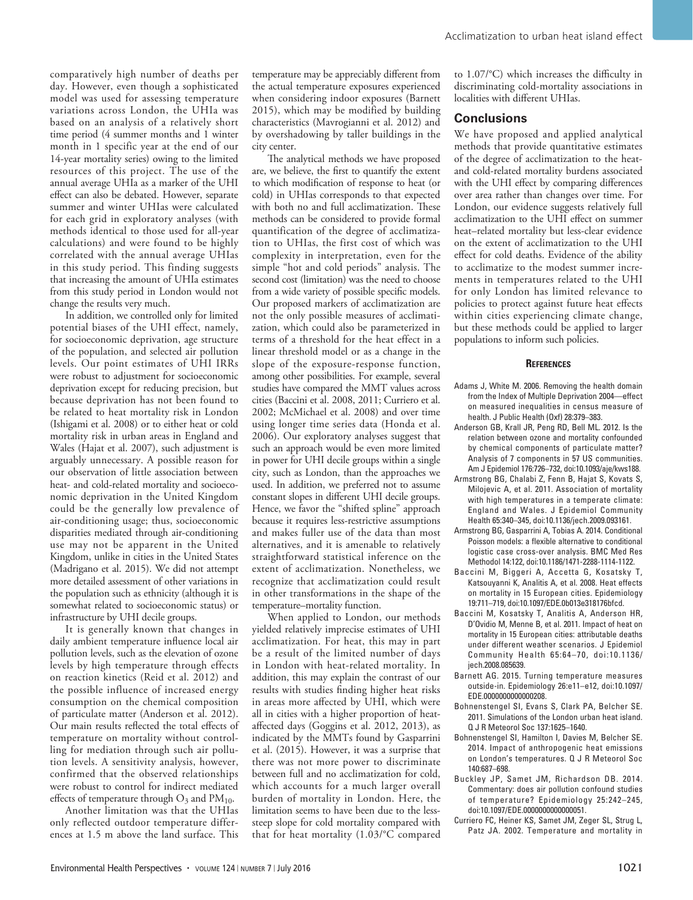comparatively high number of deaths per day. However, even though a sophisticated model was used for assessing temperature variations across London, the UHIa was based on an analysis of a relatively short time period (4 summer months and 1 winter month in 1 specific year at the end of our 14-year mortality series) owing to the limited resources of this project. The use of the annual average UHIa as a marker of the UHI effect can also be debated. However, separate summer and winter UHIas were calculated for each grid in exploratory analyses (with methods identical to those used for all-year calculations) and were found to be highly correlated with the annual average UHIas in this study period. This finding suggests that increasing the amount of UHIa estimates from this study period in London would not change the results very much.

In addition, we controlled only for limited potential biases of the UHI effect, namely, for socioeconomic deprivation, age structure of the population, and selected air pollution levels. Our point estimates of UHI IRRs were robust to adjustment for socioeconomic deprivation except for reducing precision, but because deprivation has not been found to be related to heat mortality risk in London (Ishigami et al. 2008) or to either heat or cold mortality risk in urban areas in England and Wales (Hajat et al. 2007), such adjustment is arguably unnecessary. A possible reason for our observation of little association between heat- and cold-related mortality and socioeconomic deprivation in the United Kingdom could be the generally low prevalence of air-conditioning usage; thus, socioeconomic disparities mediated through air-conditioning use may not be apparent in the United Kingdom, unlike in cities in the United States (Madrigano et al. 2015). We did not attempt more detailed assessment of other variations in the population such as ethnicity (although it is somewhat related to socioeconomic status) or infrastructure by UHI decile groups.

It is generally known that changes in daily ambient temperature influence local air pollution levels, such as the elevation of ozone levels by high temperature through effects on reaction kinetics (Reid et al. 2012) and the possible influence of increased energy consumption on the chemical composition of particulate matter (Anderson et al. 2012). Our main results reflected the total effects of temperature on mortality without controlling for mediation through such air pollution levels. A sensitivity analysis, however, confirmed that the observed relationships were robust to control for indirect mediated effects of temperature through $O_3$ and $PM_{10}$.

Another limitation was that the UHIas only reflected outdoor temperature differences at 1.5 m above the land surface. This temperature may be appreciably different from the actual temperature exposures experienced when considering indoor exposures (Barnett 2015), which may be modified by building characteristics (Mavrogianni et al. 2012) and by overshadowing by taller buildings in the city center.

The analytical methods we have proposed are, we believe, the first to quantify the extent to which modification of response to heat (or cold) in UHIas corresponds to that expected with both no and full acclimatization. These methods can be considered to provide formal quantification of the degree of acclimatization to UHIas, the first cost of which was complexity in interpretation, even for the simple "hot and cold periods" analysis. The second cost (limitation) was the need to choose from a wide variety of possible specific models. Our proposed markers of acclimatization are not the only possible measures of acclimatization, which could also be parameterized in terms of a threshold for the heat effect in a linear threshold model or as a change in the slope of the exposure-response function, among other possibilities. For example, several studies have compared the MMT values across cities (Baccini et al. 2008, 2011; Curriero et al. 2002; McMichael et al. 2008) and over time using longer time series data (Honda et al. 2006). Our exploratory analyses suggest that such an approach would be even more limited in power for UHI decile groups within a single city, such as London, than the approaches we used. In addition, we preferred not to assume constant slopes in different UHI decile groups. Hence, we favor the "shifted spline" approach because it requires less-restrictive assumptions and makes fuller use of the data than most alternatives, and it is amenable to relatively straightforward statistical inference on the extent of acclimatization. Nonetheless, we recognize that acclimatization could result in other transformations in the shape of the temperature–mortality function.

When applied to London, our methods yielded relatively imprecise estimates of UHI acclimatization. For heat, this may in part be a result of the limited number of days in London with heat-related mortality. In addition, this may explain the contrast of our results with studies finding higher heat risks in areas more affected by UHI, which were all in cities with a higher proportion of heat-affected days (Goggins et al. 2012, 2013), as indicated by the MMTs found by Gasparrini et al. (2015). However, it was a surprise that there was not more power to discriminate between full and no acclimatization for cold, which accounts for a much larger overall burden of mortality in London. Here, the limitation seems to have been due to the less-steep slope for cold mortality compared with that for heat mortality (1.03/°C compared to 1.07/°C) which increases the difficulty in discriminating cold-mortality associations in localities with different UHIas.

## Conclusions

We have proposed and applied analytical methods that provide quantitative estimates of the degree of acclimatization to the heat- and cold-related mortality burdens associated with the UHI effect by comparing differences over area rather than changes over time. For London, our evidence suggests relatively full acclimatization to the UHI effect on summer heat–related mortality but less-clear evidence on the extent of acclimatization to the UHI effect for cold deaths. Evidence of the ability to acclimatize to the modest summer increments in temperatures related to the UHI for only London has limited relevance to policies to protect against future heat effects within cities experiencing climate change, but these methods could be applied to larger populations to inform such policies.

### References

- Adams J, White M. 2006. Removing the health domain from the Index of Multiple Deprivation 2004—effect on measured inequalities in census measure of health. J Public Health (Oxf) 28:379–383.
- Anderson GB, Krall JR, Peng RD, Bell ML. 2012. Is the relation between ozone and mortality confounded by chemical components of particulate matter? Analysis of 7 components in 57 US communities. Am J Epidemiol 176:726–732, doi:10.1093/aje/kws188.
- Armstrong BG, Chalabi Z, Fenn B, Hajat S, Kovats S, Milojevic A, et al. 2011. Association of mortality with high temperatures in a temperate climate: England and Wales. J Epidemiol Community Health 65:340–345, doi:10.1136/jech.2009.093161.
- Armstrong BG, Gasparrini A, Tobias A. 2014. Conditional Poisson models: a flexible alternative to conditional logistic case cross-over analysis. BMC Med Res Methodol 14:122, doi:10.1186/1471-2288-1114-1122.
- Baccini M, Biggeri A, Accetta G, Kosatsky T, Katsouyanni K, Analitis A, et al. 2008. Heat effects on mortality in 15 European cities. Epidemiology 19:711–719, doi:10.1097/EDE.0b013e318176bfcd.
- Baccini M, Kosatsky T, Analitis A, Anderson HR, D'Ovidio M, Menne B, et al. 2011. Impact of heat on mortality in 15 European cities: attributable deaths under different weather scenarios. J Epidemiol Community Health 65:64–70, doi:10.1136/jech.2008.085639.
- Barnett AG. 2015. Turning temperature measures outside-in. Epidemiology 26:e11–e12, doi:10.1097/EDE.0000000000000208.
- Bohnenstengel SI, Evans S, Clark PA, Belcher SE. 2011. Simulations of the London urban heat island. Q J R Meteorol Soc 137:1625–1640.
- Bohnenstengel SI, Hamilton I, Davies M, Belcher SE. 2014. Impact of anthropogenic heat emissions on London's temperatures. Q J R Meteorol Soc 140:687–698.
- Buckley JP, Samet JM, Richardson DB. 2014. Commentary: does air pollution confound studies of temperature? Epidemiology 25:242–245, doi:10.1097/EDE.0000000000000051.
- Curriero FC, Heiner KS, Samet JM, Zeger SL, Strug L, Patz JA. 2002. Temperature and mortality in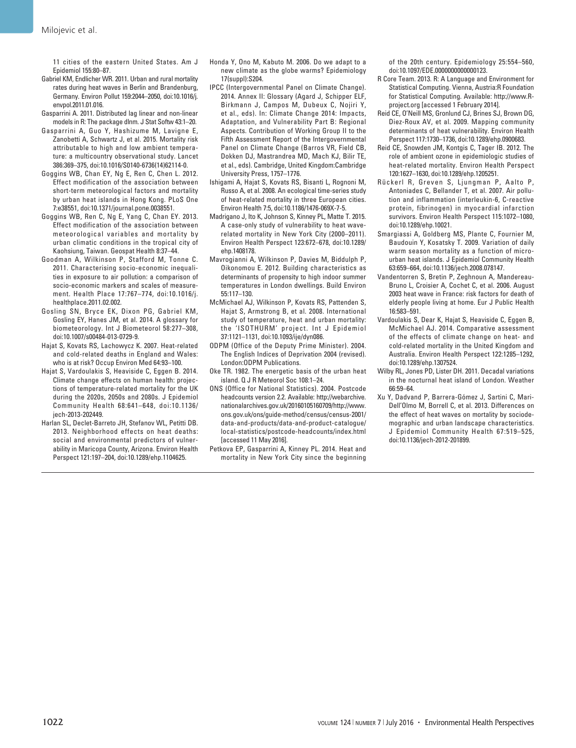11 cities of the eastern United States. Am J Epidemiol 155:80–87.

Gabriel KM, Endlicher WR. 2011. Urban and rural mortality rates during heat waves in Berlin and Brandenburg, Germany. Environ Pollut 159:2044–2050, doi:10.1016/j.envpol.2011.01.016.

Gasparrini A. 2011. Distributed lag linear and non-linear models in R: The package dlnm. J Stat Softw 43:1–20.

Gasparrini A, Guo Y, Hashizume M, Lavigne E, Zanobetti A, Schwartz J, et al. 2015. Mortality risk attributable to high and low ambient temperature: a multicountry observational study. Lancet 386:369–375, doi:10.1016/S0140-6736(14)62114-0.

Goggins WB, Chan EY, Ng E, Ren C, Chen L. 2012. Effect modification of the association between short-term meteorological factors and mortality by urban heat islands in Hong Kong. PLoS One 7:e38551, doi:10.1371/journal.pone.0038551.

Goggins WB, Ren C, Ng E, Yang C, Chan EY. 2013. Effect modification of the association between meteorological variables and mortality by urban climatic conditions in the tropical city of Kaohsiung, Taiwan. Geospat Health 8:37–44.

Goodman A, Wilkinson P, Stafford M, Tonne C. 2011. Characterising socio-economic inequalities in exposure to air pollution: a comparison of socio-economic markers and scales of measurement. Health Place 17:767–774, doi:10.1016/j.healthplace.2011.02.002.

Gosling SN, Bryce EK, Dixon PG, Gabriel KM, Gosling EY, Hanes JM, et al. 2014. A glossary for biometeorology. Int J Biometeorol 58:277–308, doi:10.1007/s00484-013-0729-9.

Hajat S, Kovats RS, Lachowycz K. 2007. Heat-related and cold-related deaths in England and Wales: who is at risk? Occup Environ Med 64:93–100.

Hajat S, Vardoulakis S, Heaviside C, Eggen B. 2014. Climate change effects on human health: projections of temperature-related mortality for the UK during the 2020s, 2050s and 2080s. J Epidemiol Community Health 68:641–648, doi:10.1136/jech-2013-202449.

Harlan SL, Declet-Barreto JH, Stefanov WL, Petitti DB. 2013. Neighborhood effects on heat deaths: social and environmental predictors of vulnerability in Maricopa County, Arizona. Environ Health Perspect 121:197–204, doi:10.1289/ehp.1104625.

Honda Y, Ono M, Kabuto M. 2006. Do we adapt to a new climate as the globe warms? Epidemiology 17(suppl):S204.

IPCC (Intergovernmental Panel on Climate Change). 2014. Annex II: Glossary (Agard J, Schipper ELF, Birkmann J, Campos M, Dubeux C, Nojiri Y, et al., eds). In: Climate Change 2014: Impacts, Adaptation, and Vulnerability Part B: Regional Aspects. Contribution of Working Group II to the Fifth Assessment Report of the Intergovernmental Panel on Climate Change (Barros VR, Field CB, Dokken DJ, Mastrandrea MD, Mach KJ, Bilir TE, et al., eds). Cambridge, United Kingdom:Cambridge University Press, 1757–1776.

Ishigami A, Hajat S, Kovats RS, Bisanti L, Rognoni M, Russo A, et al. 2008. An ecological time-series study of heat-related mortality in three European cities. Environ Health 7:5, doi:10.1186/1476-069X-7-5.

Madrigano J, Ito K, Johnson S, Kinney PL, Matte T. 2015. A case-only study of vulnerability to heat wave-related mortality in New York City (2000–2011). Environ Health Perspect 123:672–678, doi:10.1289/ehp.1408178.

Mavrogianni A, Wilkinson P, Davies M, Biddulph P, Oikonomou E. 2012. Building characteristics as determinants of propensity to high indoor summer temperatures in London dwellings. Build Environ 55:117–130.

McMichael AJ, Wilkinson P, Kovats RS, Pattenden S, Hajat S, Armstrong B, et al. 2008. International study of temperature, heat and urban mortality: the 'ISOTHURM' project. Int J Epidemiol 37:1121–1131, doi:10.1093/ije/dyn086.

ODPM (Office of the Deputy Prime Minister). 2004. The English Indices of Deprivation 2004 (revised). London:ODPM Publications.

Oke TR. 1982. The energetic basis of the urban heat island. Q J R Meteorol Soc 108:1–24.

ONS (Office for National Statistics). 2004. Postcode headcounts version 2.2. Available: http://webarchive.nationalarchives.gov.uk/20160105160709/http://www.ons.gov.uk/ons/guide-method/census/census-2001/data-and-products/data-and-product-catalogue/local-statistics/postcode-headcounts/index.html [accessed 11 May 2016].

Petkova EP, Gasparrini A, Kinney PL. 2014. Heat and mortality in New York City since the beginning of the 20th century. Epidemiology 25:554–560, doi:10.1097/EDE.0000000000000123.

R Core Team. 2013. R: A Language and Environment for Statistical Computing. Vienna, Austria:R Foundation for Statistical Computing. Available: http://www.R-project.org [accessed 1 February 2014].

Reid CE, O'Neill MS, Gronlund CJ, Brines SJ, Brown DG, Diez-Roux AV, et al. 2009. Mapping community determinants of heat vulnerability. Environ Health Perspect 117:1730–1736, doi:10.1289/ehp.0900683.

Reid CE, Snowden JM, Kontgis C, Tager IB. 2012. The role of ambient ozone in epidemiologic studies of heat-related mortality. Environ Health Perspect 120:1627–1630, doi:10.1289/ehp.1205251.

Rückerl R, Greven S, Ljungman P, Aalto P, Antoniades C, Bellander T, et al. 2007. Air pollution and inflammation (interleukin-6, C-reactive protein, fibrinogen) in myocardial infarction survivors. Environ Health Perspect 115:1072–1080, doi:10.1289/ehp.10021.

Smargiassi A, Goldberg MS, Plante C, Fournier M, Baudouin Y, Kosatsky T. 2009. Variation of daily warm season mortality as a function of micro-urban heat islands. J Epidemiol Community Health 63:659–664, doi:10.1136/jech.2008.078147.

Vandentorren S, Bretin P, Zeghnoun A, Mandereau-Bruno L, Croisier A, Cochet C, et al. 2006. August 2003 heat wave in France: risk factors for death of elderly people living at home. Eur J Public Health 16:583–591.

Vardoulakis S, Dear K, Hajat S, Heaviside C, Eggen B, McMichael AJ. 2014. Comparative assessment of the effects of climate change on heat- and cold-related mortality in the United Kingdom and Australia. Environ Health Perspect 122:1285–1292, doi:10.1289/ehp.1307524.

Wilby RL, Jones PD, Lister DH. 2011. Decadal variations in the nocturnal heat island of London. Weather 66:59–64.

Xu Y, Dadvand P, Barrera-Gómez J, Sartini C, Marí-Dell'Olmo M, Borrell C, et al. 2013. Differences on the effect of heat waves on mortality by sociodemographic and urban landscape characteristics. J Epidemiol Community Health 67:519–525, doi:10.1136/jech-2012-201899.